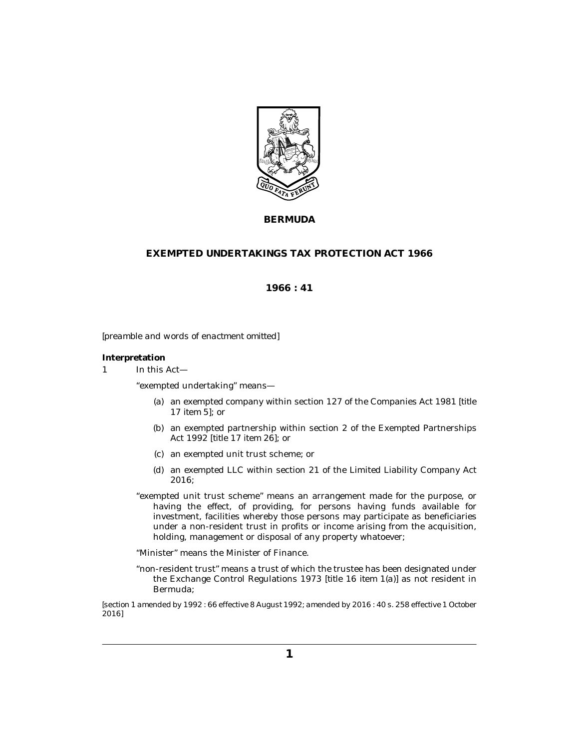**BERMUDA**

# EXEMPTED UNDERTAKINGS TAX PROTECTION ACT 1966

**1966 : 41**

*[preamble and words of enactment omitted]*

**Interpretation**

1 In this Act—

"exempted undertaking" means—

- (a) an exempted company within section 127 of the Companies Act 1981 [title 17 item 5]; or
- (b) an exempted partnership within section 2 of the Exempted Partnerships Act 1992 [title 17 item 26]; or
- (c) an exempted unit trust scheme; or
- (d) an exempted LLC within section 21 of the Limited Liability Company Act 2016;

"exempted unit trust scheme" means an arrangement made for the purpose, or having the effect, of providing, for persons having funds available for investment, facilities whereby those persons may participate as beneficiaries under a non-resident trust in profits or income arising from the acquisition, holding, management or disposal of any property whatoever;

"Minister" means the Minister of Finance.

"non-resident trust" means a trust of which the trustee has been designated under the Exchange Control Regulations 1973 [title 16 item 1(a)] as not resident in Bermuda;

*[section 1 amended by 1992 : 66 effective 8 August 1992; amended by 2016 : 40 s. 258 effective 1 October 2016]*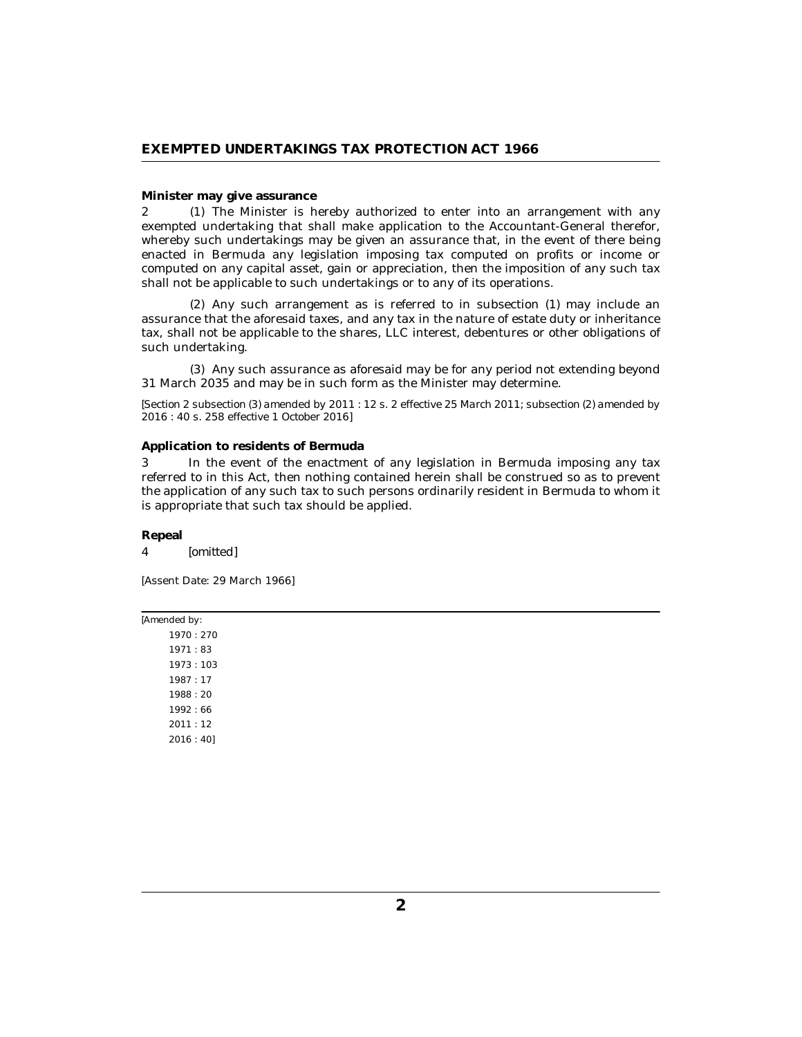**Minister may give assurance**

2 (1) The Minister is hereby authorized to enter into an arrangement with any exempted undertaking that shall make application to the Accountant-General therefor, whereby such undertakings may be given an assurance that, in the event of there being enacted in Bermuda any legislation imposing tax computed on profits or income or computed on any capital asset, gain or appreciation, then the imposition of any such tax shall not be applicable to such undertakings or to any of its operations.

(2) Any such arrangement as is referred to in subsection (1) may include an assurance that the aforesaid taxes, and any tax in the nature of estate duty or inheritance tax, shall not be applicable to the shares, LLC interest, debentures or other obligations of such undertaking.

(3) Any such assurance as aforesaid may be for any period not extending beyond 31 March 2035 and may be in such form as the Minister may determine.

[Section 2 subsection (3) amended by 2011 : 12 s. 2 effective 25 March 2011; subsection (2) amended by 2016 : 40 s. 258 effective 1 October 2016]

**Application to residents of Bermuda**

3 In the event of the enactment of any legislation in Bermuda imposing any tax referred to in this Act, then nothing contained herein shall be construed so as to prevent the application of any such tax to such persons ordinarily resident in Bermuda to whom it is appropriate that such tax should be applied.

**Repeal**

4 [omitted]

[Assent Date: 29 March 1966]

---

[Amended by:
1970 : 270
1971 : 83
1973 : 103
1987 : 17
1988 : 20
1992 : 66
2011 : 12
2016 : 40]